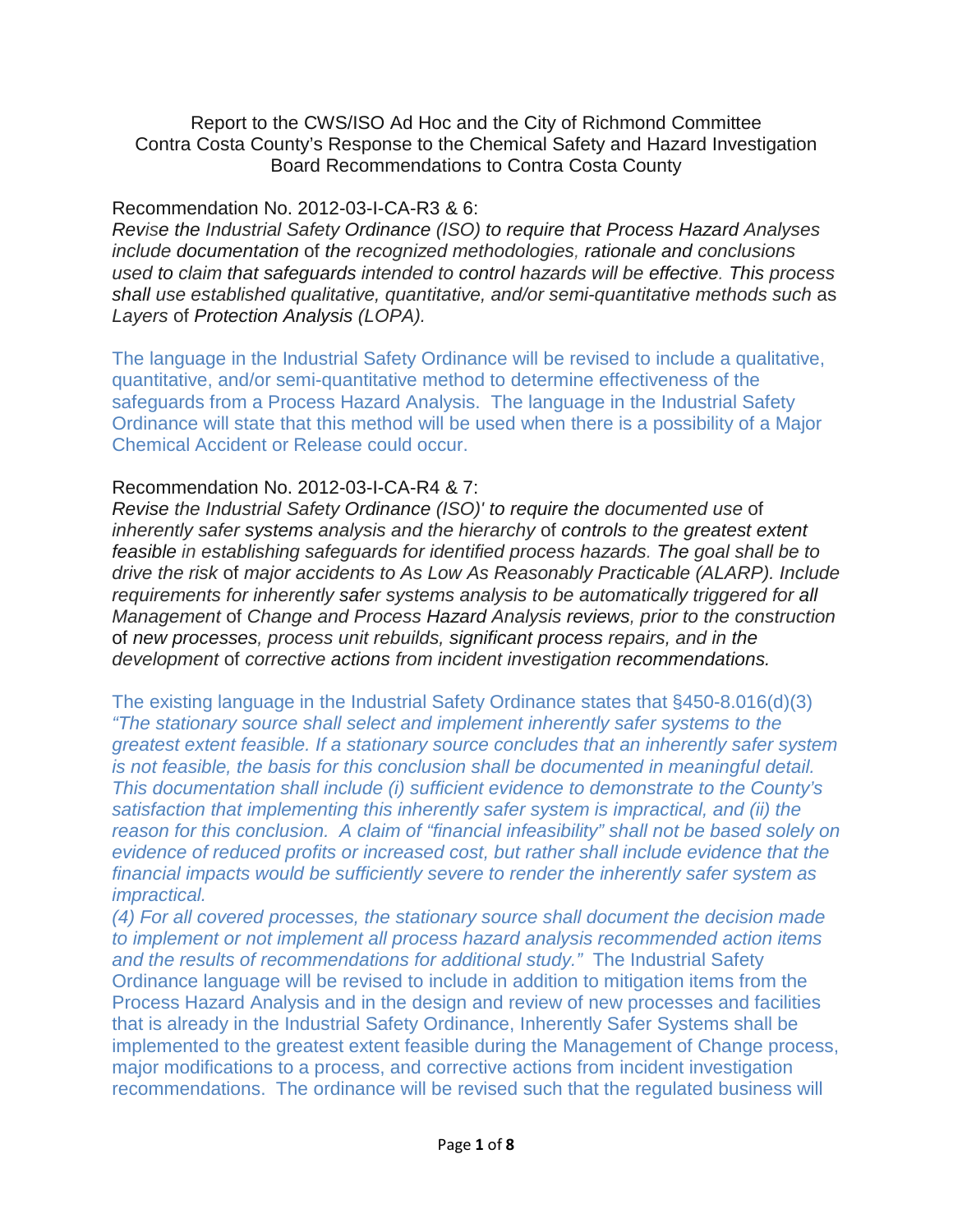Report to the CWS/ISO Ad Hoc and the City of Richmond Committee
Contra Costa County's Response to the Chemical Safety and Hazard Investigation Board Recommendations to Contra Costa County

Recommendation No. 2012-03-I-CA-R3 & 6:

*Revise the Industrial Safety Ordinance (ISO) to require that Process Hazard Analyses include documentation of the recognized methodologies, rationale and conclusions used to claim that safeguards intended to control hazards will be effective. This process shall use established qualitative, quantitative, and/or semi-quantitative methods such as Layers of Protection Analysis (LOPA).*

The language in the Industrial Safety Ordinance will be revised to include a qualitative, quantitative, and/or semi-quantitative method to determine effectiveness of the safeguards from a Process Hazard Analysis. The language in the Industrial Safety Ordinance will state that this method will be used when there is a possibility of a Major Chemical Accident or Release could occur.

Recommendation No. 2012-03-I-CA-R4 & 7:

*Revise the Industrial Safety Ordinance (ISO)' to require the documented use of inherently safer systems analysis and the hierarchy of controls to the greatest extent feasible in establishing safeguards for identified process hazards. The goal shall be to drive the risk of major accidents to As Low As Reasonably Practicable (ALARP). Include requirements for inherently safer systems analysis to be automatically triggered for all Management of Change and Process Hazard Analysis reviews, prior to the construction of new processes, process unit rebuilds, significant process repairs, and in the development of corrective actions from incident investigation recommendations.*

The existing language in the Industrial Safety Ordinance states that §450-8.016(d)(3) *"The stationary source shall select and implement inherently safer systems to the greatest extent feasible. If a stationary source concludes that an inherently safer system is not feasible, the basis for this conclusion shall be documented in meaningful detail. This documentation shall include (i) sufficient evidence to demonstrate to the County's satisfaction that implementing this inherently safer system is impractical, and (ii) the reason for this conclusion. A claim of "financial infeasibility" shall not be based solely on evidence of reduced profits or increased cost, but rather shall include evidence that the financial impacts would be sufficiently severe to render the inherently safer system as impractical.*
*(4) For all covered processes, the stationary source shall document the decision made to implement or not implement all process hazard analysis recommended action items and the results of recommendations for additional study."* The Industrial Safety Ordinance language will be revised to include in addition to mitigation items from the Process Hazard Analysis and in the design and review of new processes and facilities that is already in the Industrial Safety Ordinance, Inherently Safer Systems shall be implemented to the greatest extent feasible during the Management of Change process, major modifications to a process, and corrective actions from incident investigation recommendations. The ordinance will be revised such that the regulated business will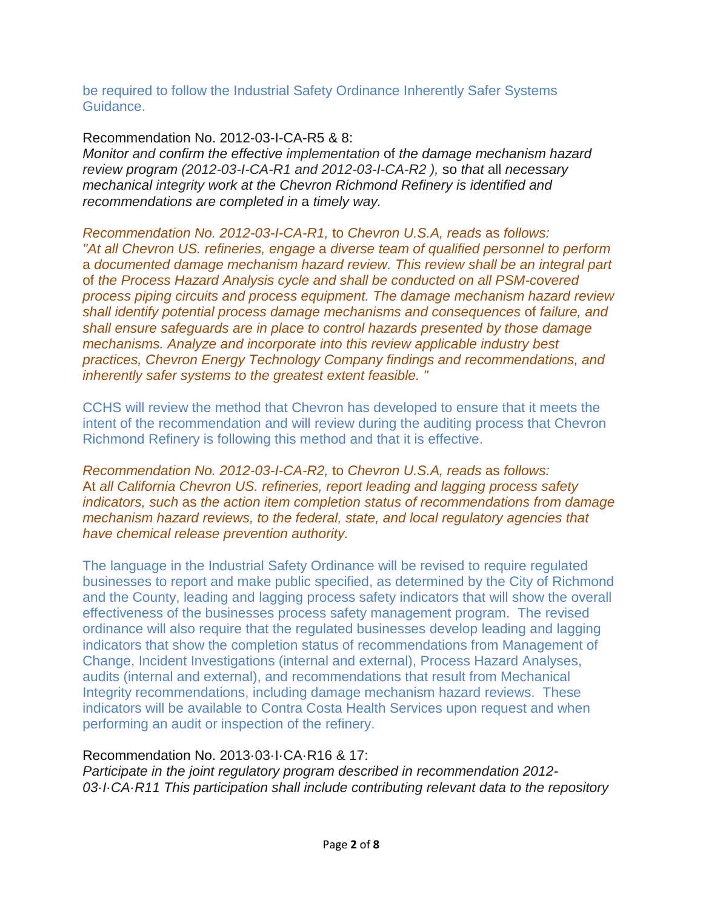be required to follow the Industrial Safety Ordinance Inherently Safer Systems Guidance.

Recommendation No. 2012-03-I-CA-R5 & 8:
*Monitor and confirm the effective implementation of the damage mechanism hazard review program (2012-03-I-CA-R1 and 2012-03-I-CA-R2 ), so that all necessary mechanical integrity work at the Chevron Richmond Refinery is identified and recommendations are completed in a timely way.*

*Recommendation No. 2012-03-I-CA-R1, to Chevron U.S.A, reads as follows: "At all Chevron US. refineries, engage a diverse team of qualified personnel to perform a documented damage mechanism hazard review. This review shall be an integral part of the Process Hazard Analysis cycle and shall be conducted on all PSM-covered process piping circuits and process equipment. The damage mechanism hazard review shall identify potential process damage mechanisms and consequences of failure, and shall ensure safeguards are in place to control hazards presented by those damage mechanisms. Analyze and incorporate into this review applicable industry best practices, Chevron Energy Technology Company findings and recommendations, and inherently safer systems to the greatest extent feasible. "*

CCHS will review the method that Chevron has developed to ensure that it meets the intent of the recommendation and will review during the auditing process that Chevron Richmond Refinery is following this method and that it is effective.

*Recommendation No. 2012-03-I-CA-R2, to Chevron U.S.A, reads as follows: At all California Chevron US. refineries, report leading and lagging process safety indicators, such as the action item completion status of recommendations from damage mechanism hazard reviews, to the federal, state, and local regulatory agencies that have chemical release prevention authority.*

The language in the Industrial Safety Ordinance will be revised to require regulated businesses to report and make public specified, as determined by the City of Richmond and the County, leading and lagging process safety indicators that will show the overall effectiveness of the businesses process safety management program. The revised ordinance will also require that the regulated businesses develop leading and lagging indicators that show the completion status of recommendations from Management of Change, Incident Investigations (internal and external), Process Hazard Analyses, audits (internal and external), and recommendations that result from Mechanical Integrity recommendations, including damage mechanism hazard reviews. These indicators will be available to Contra Costa Health Services upon request and when performing an audit or inspection of the refinery.

Recommendation No. 2013·03·I·CA·R16 & 17:
*Participate in the joint regulatory program described in recommendation 2012-03·I·CA·R11 This participation shall include contributing relevant data to the repository*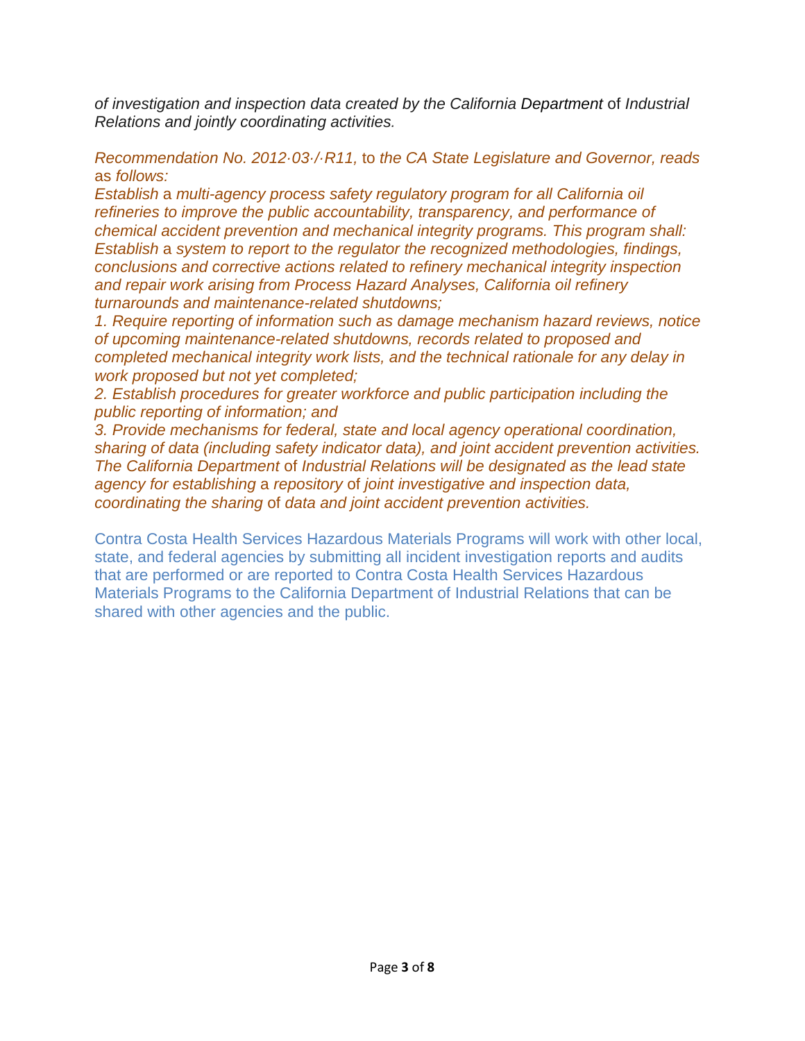*of investigation and inspection data created by the California Department* of *Industrial Relations and jointly coordinating activities.*

*Recommendation No. 2012·03·/·R11,* to *the CA State Legislature and Governor, reads* as *follows:*
*Establish* a *multi-agency process safety regulatory program for all California oil refineries to improve the public accountability, transparency, and performance of chemical accident prevention and mechanical integrity programs. This program shall: Establish* a *system to report to the regulator the recognized methodologies, findings, conclusions and corrective actions related to refinery mechanical integrity inspection and repair work arising from Process Hazard Analyses, California oil refinery turnarounds and maintenance-related shutdowns;*
*1. Require reporting of information such as damage mechanism hazard reviews, notice of upcoming maintenance-related shutdowns, records related to proposed and completed mechanical integrity work lists, and the technical rationale for any delay in work proposed but not yet completed;*
*2. Establish procedures for greater workforce and public participation including the public reporting of information; and*
*3. Provide mechanisms for federal, state and local agency operational coordination, sharing of data (including safety indicator data), and joint accident prevention activities. The California Department* of *Industrial Relations will be designated as the lead state agency for establishing* a *repository* of *joint investigative and inspection data, coordinating the sharing* of *data and joint accident prevention activities.*

Contra Costa Health Services Hazardous Materials Programs will work with other local, state, and federal agencies by submitting all incident investigation reports and audits that are performed or are reported to Contra Costa Health Services Hazardous Materials Programs to the California Department of Industrial Relations that can be shared with other agencies and the public.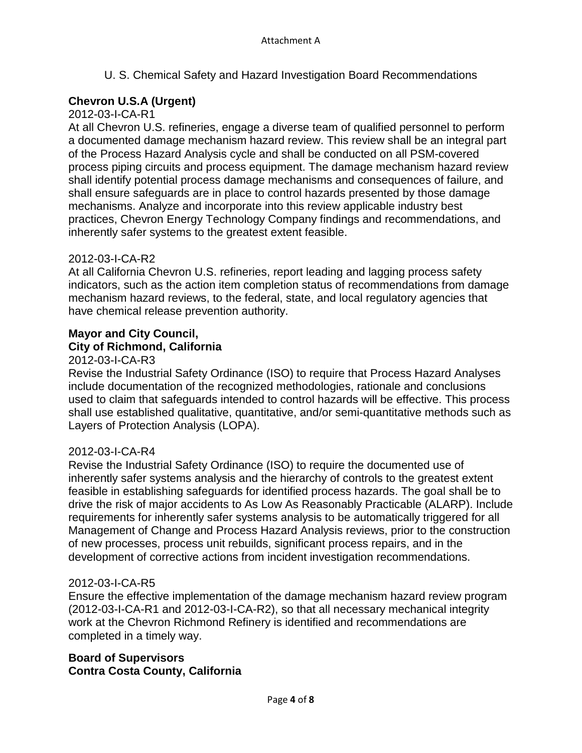Attachment A

U. S. Chemical Safety and Hazard Investigation Board Recommendations

**Chevron U.S.A (Urgent)**

2012-03-I-CA-R1

At all Chevron U.S. refineries, engage a diverse team of qualified personnel to perform a documented damage mechanism hazard review. This review shall be an integral part of the Process Hazard Analysis cycle and shall be conducted on all PSM-covered process piping circuits and process equipment. The damage mechanism hazard review shall identify potential process damage mechanisms and consequences of failure, and shall ensure safeguards are in place to control hazards presented by those damage mechanisms. Analyze and incorporate into this review applicable industry best practices, Chevron Energy Technology Company findings and recommendations, and inherently safer systems to the greatest extent feasible.

2012-03-I-CA-R2

At all California Chevron U.S. refineries, report leading and lagging process safety indicators, such as the action item completion status of recommendations from damage mechanism hazard reviews, to the federal, state, and local regulatory agencies that have chemical release prevention authority.

**Mayor and City Council,**
**City of Richmond, California**

2012-03-I-CA-R3

Revise the Industrial Safety Ordinance (ISO) to require that Process Hazard Analyses include documentation of the recognized methodologies, rationale and conclusions used to claim that safeguards intended to control hazards will be effective. This process shall use established qualitative, quantitative, and/or semi-quantitative methods such as Layers of Protection Analysis (LOPA).

2012-03-I-CA-R4

Revise the Industrial Safety Ordinance (ISO) to require the documented use of inherently safer systems analysis and the hierarchy of controls to the greatest extent feasible in establishing safeguards for identified process hazards. The goal shall be to drive the risk of major accidents to As Low As Reasonably Practicable (ALARP). Include requirements for inherently safer systems analysis to be automatically triggered for all Management of Change and Process Hazard Analysis reviews, prior to the construction of new processes, process unit rebuilds, significant process repairs, and in the development of corrective actions from incident investigation recommendations.

2012-03-I-CA-R5

Ensure the effective implementation of the damage mechanism hazard review program (2012-03-I-CA-R1 and 2012-03-I-CA-R2), so that all necessary mechanical integrity work at the Chevron Richmond Refinery is identified and recommendations are completed in a timely way.

**Board of Supervisors**
**Contra Costa County, California**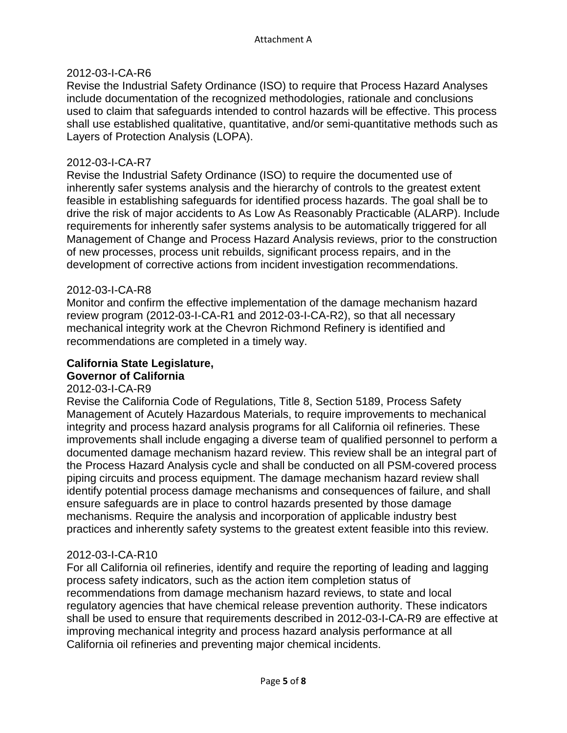2012-03-I-CA-R6

Revise the Industrial Safety Ordinance (ISO) to require that Process Hazard Analyses include documentation of the recognized methodologies, rationale and conclusions used to claim that safeguards intended to control hazards will be effective. This process shall use established qualitative, quantitative, and/or semi-quantitative methods such as Layers of Protection Analysis (LOPA).

2012-03-I-CA-R7

Revise the Industrial Safety Ordinance (ISO) to require the documented use of inherently safer systems analysis and the hierarchy of controls to the greatest extent feasible in establishing safeguards for identified process hazards. The goal shall be to drive the risk of major accidents to As Low As Reasonably Practicable (ALARP). Include requirements for inherently safer systems analysis to be automatically triggered for all Management of Change and Process Hazard Analysis reviews, prior to the construction of new processes, process unit rebuilds, significant process repairs, and in the development of corrective actions from incident investigation recommendations.

2012-03-I-CA-R8

Monitor and confirm the effective implementation of the damage mechanism hazard review program (2012-03-I-CA-R1 and 2012-03-I-CA-R2), so that all necessary mechanical integrity work at the Chevron Richmond Refinery is identified and recommendations are completed in a timely way.

**California State Legislature,**
**Governor of California**

2012-03-I-CA-R9

Revise the California Code of Regulations, Title 8, Section 5189, Process Safety Management of Acutely Hazardous Materials, to require improvements to mechanical integrity and process hazard analysis programs for all California oil refineries. These improvements shall include engaging a diverse team of qualified personnel to perform a documented damage mechanism hazard review. This review shall be an integral part of the Process Hazard Analysis cycle and shall be conducted on all PSM-covered process piping circuits and process equipment. The damage mechanism hazard review shall identify potential process damage mechanisms and consequences of failure, and shall ensure safeguards are in place to control hazards presented by those damage mechanisms. Require the analysis and incorporation of applicable industry best practices and inherently safety systems to the greatest extent feasible into this review.

2012-03-I-CA-R10

For all California oil refineries, identify and require the reporting of leading and lagging process safety indicators, such as the action item completion status of recommendations from damage mechanism hazard reviews, to state and local regulatory agencies that have chemical release prevention authority. These indicators shall be used to ensure that requirements described in 2012-03-I-CA-R9 are effective at improving mechanical integrity and process hazard analysis performance at all California oil refineries and preventing major chemical incidents.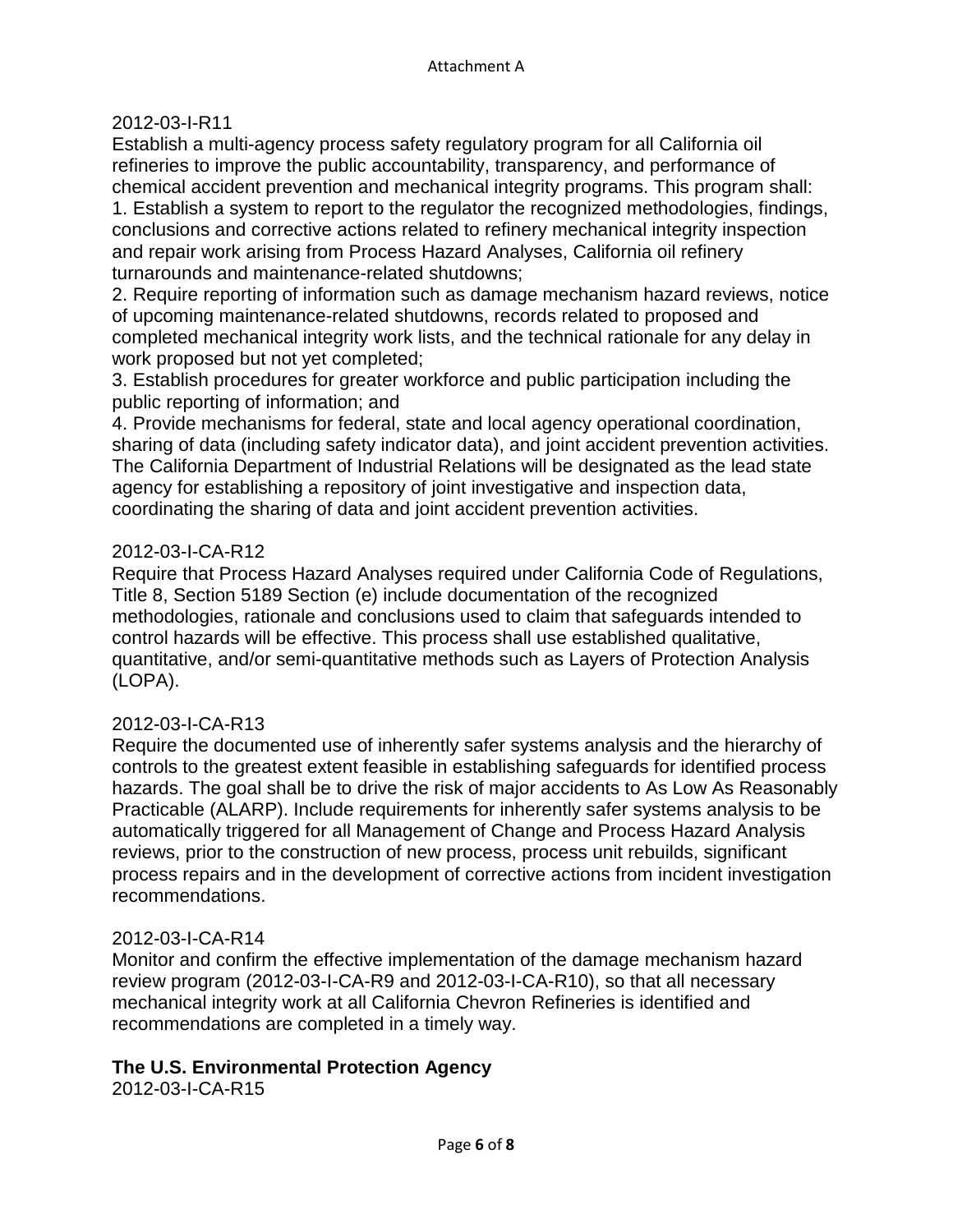2012-03-I-R11

Establish a multi-agency process safety regulatory program for all California oil refineries to improve the public accountability, transparency, and performance of chemical accident prevention and mechanical integrity programs. This program shall:

1. Establish a system to report to the regulator the recognized methodologies, findings, conclusions and corrective actions related to refinery mechanical integrity inspection and repair work arising from Process Hazard Analyses, California oil refinery turnarounds and maintenance-related shutdowns;
2. Require reporting of information such as damage mechanism hazard reviews, notice of upcoming maintenance-related shutdowns, records related to proposed and completed mechanical integrity work lists, and the technical rationale for any delay in work proposed but not yet completed;
3. Establish procedures for greater workforce and public participation including the public reporting of information; and
4. Provide mechanisms for federal, state and local agency operational coordination, sharing of data (including safety indicator data), and joint accident prevention activities. The California Department of Industrial Relations will be designated as the lead state agency for establishing a repository of joint investigative and inspection data, coordinating the sharing of data and joint accident prevention activities.

2012-03-I-CA-R12

Require that Process Hazard Analyses required under California Code of Regulations, Title 8, Section 5189 Section (e) include documentation of the recognized methodologies, rationale and conclusions used to claim that safeguards intended to control hazards will be effective. This process shall use established qualitative, quantitative, and/or semi-quantitative methods such as Layers of Protection Analysis (LOPA).

2012-03-I-CA-R13

Require the documented use of inherently safer systems analysis and the hierarchy of controls to the greatest extent feasible in establishing safeguards for identified process hazards. The goal shall be to drive the risk of major accidents to As Low As Reasonably Practicable (ALARP). Include requirements for inherently safer systems analysis to be automatically triggered for all Management of Change and Process Hazard Analysis reviews, prior to the construction of new process, process unit rebuilds, significant process repairs and in the development of corrective actions from incident investigation recommendations.

2012-03-I-CA-R14

Monitor and confirm the effective implementation of the damage mechanism hazard review program (2012-03-I-CA-R9 and 2012-03-I-CA-R10), so that all necessary mechanical integrity work at all California Chevron Refineries is identified and recommendations are completed in a timely way.

**The U.S. Environmental Protection Agency**

2012-03-I-CA-R15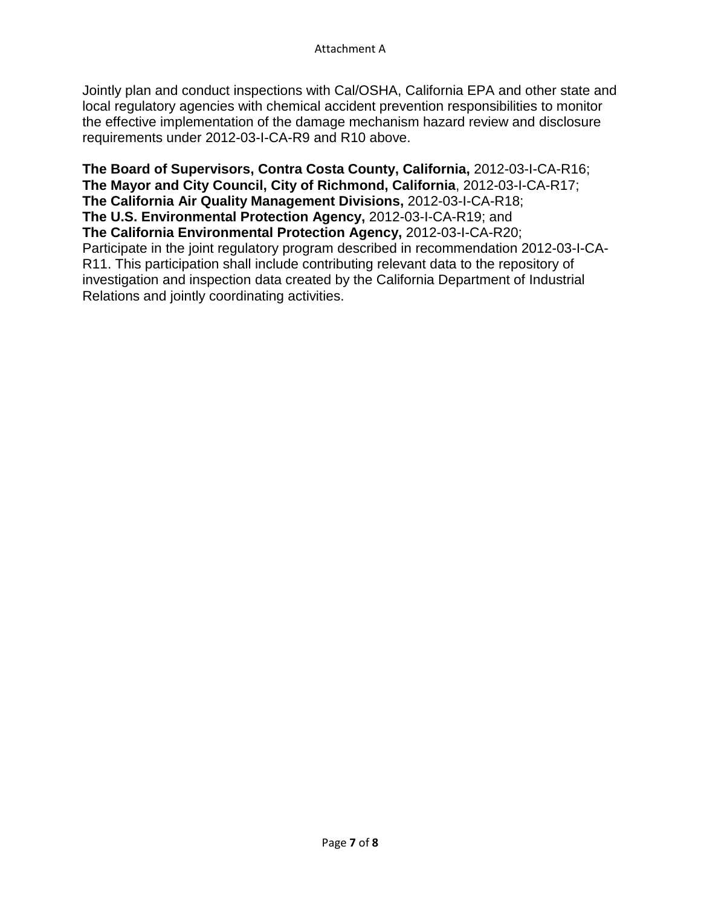Jointly plan and conduct inspections with Cal/OSHA, California EPA and other state and local regulatory agencies with chemical accident prevention responsibilities to monitor the effective implementation of the damage mechanism hazard review and disclosure requirements under 2012-03-I-CA-R9 and R10 above.

**The Board of Supervisors, Contra Costa County, California,** 2012-03-I-CA-R16;
**The Mayor and City Council, City of Richmond, California**, 2012-03-I-CA-R17;
**The California Air Quality Management Divisions,** 2012-03-I-CA-R18;
**The U.S. Environmental Protection Agency,** 2012-03-I-CA-R19; and
**The California Environmental Protection Agency,** 2012-03-I-CA-R20;
Participate in the joint regulatory program described in recommendation 2012-03-I-CA-R11. This participation shall include contributing relevant data to the repository of investigation and inspection data created by the California Department of Industrial Relations and jointly coordinating activities.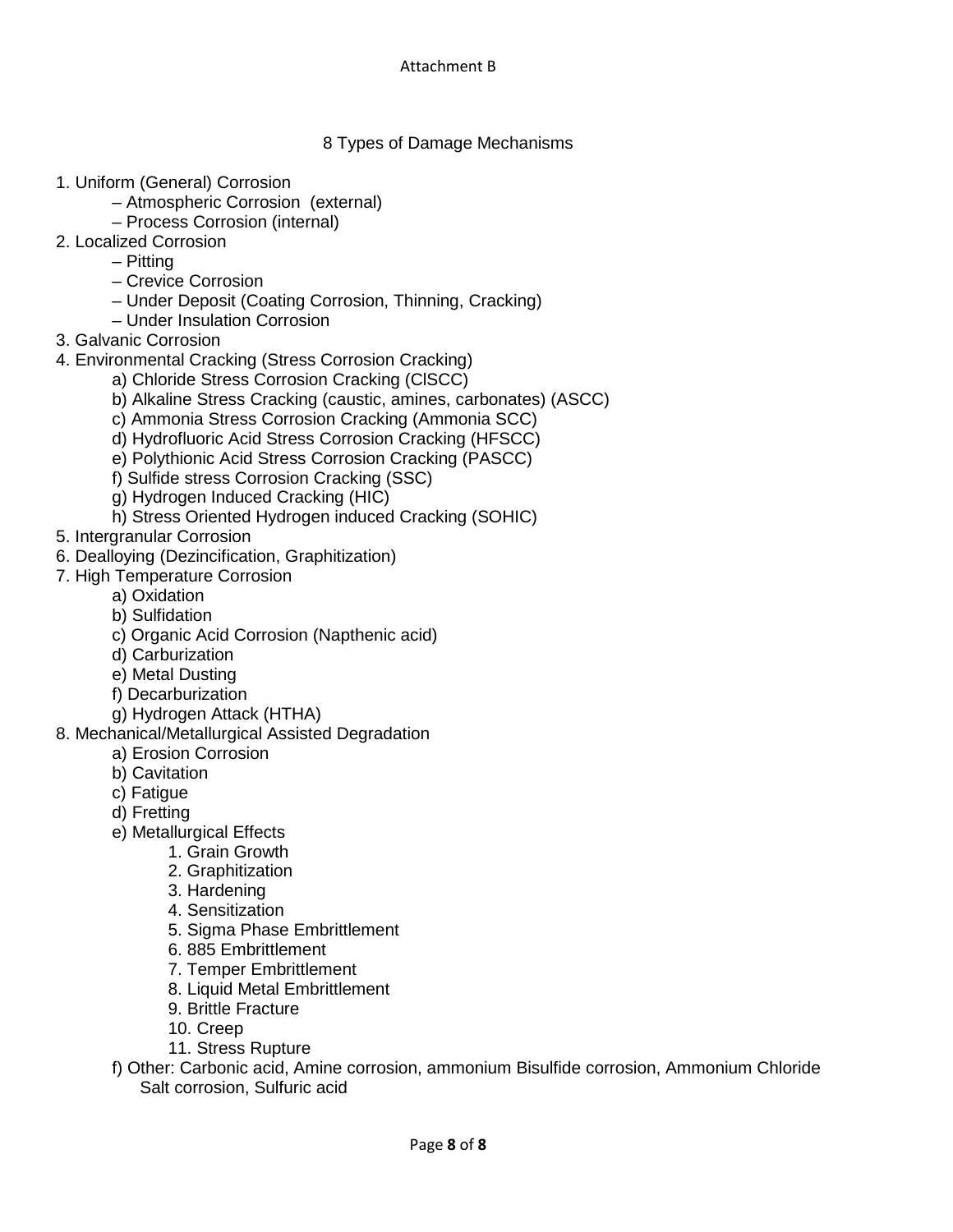Attachment B

## 8 Types of Damage Mechanisms

1. Uniform (General) Corrosion
   - – Atmospheric Corrosion (external)
   - – Process Corrosion (internal)
2. Localized Corrosion
   - – Pitting
   - – Crevice Corrosion
   - – Under Deposit (Coating Corrosion, Thinning, Cracking)
   - – Under Insulation Corrosion
3. Galvanic Corrosion
4. Environmental Cracking (Stress Corrosion Cracking)
   - a) Chloride Stress Corrosion Cracking (ClSCC)
   - b) Alkaline Stress Cracking (caustic, amines, carbonates) (ASCC)
   - c) Ammonia Stress Corrosion Cracking (Ammonia SCC)
   - d) Hydrofluoric Acid Stress Corrosion Cracking (HFSCC)
   - e) Polythionic Acid Stress Corrosion Cracking (PASCC)
   - f) Sulfide stress Corrosion Cracking (SSC)
   - g) Hydrogen Induced Cracking (HIC)
   - h) Stress Oriented Hydrogen induced Cracking (SOHIC)
5. Intergranular Corrosion
6. Dealloying (Dezincification, Graphitization)
7. High Temperature Corrosion
   - a) Oxidation
   - b) Sulfidation
   - c) Organic Acid Corrosion (Napthenic acid)
   - d) Carburization
   - e) Metal Dusting
   - f) Decarburization
   - g) Hydrogen Attack (HTHA)
8. Mechanical/Metallurgical Assisted Degradation
   - a) Erosion Corrosion
   - b) Cavitation
   - c) Fatigue
   - d) Fretting
   - e) Metallurgical Effects
     1. Grain Growth
     2. Graphitization
     3. Hardening
     4. Sensitization
     5. Sigma Phase Embrittlement
     6. 885 Embrittlement
     7. Temper Embrittlement
     8. Liquid Metal Embrittlement
     9. Brittle Fracture
     10. Creep
     11. Stress Rupture
   - f) Other: Carbonic acid, Amine corrosion, ammonium Bisulfide corrosion, Ammonium Chloride Salt corrosion, Sulfuric acid